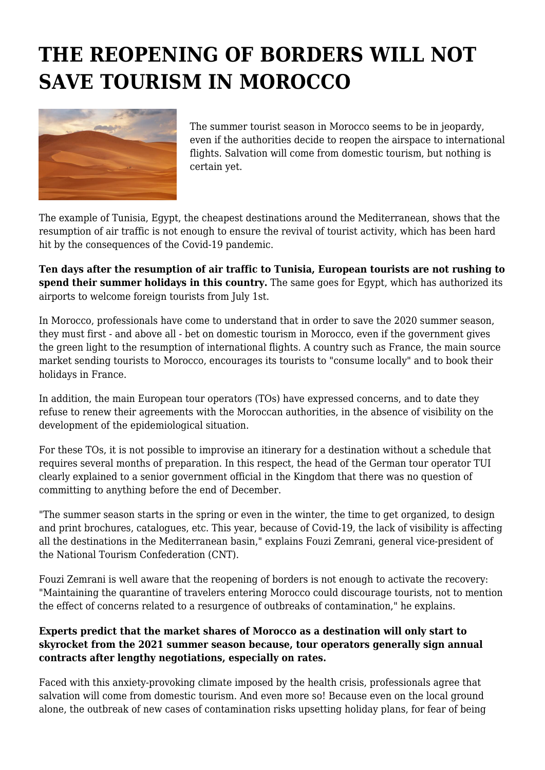# THE REOPENING OF BORDERS WILL NOT SAVE TOURISM IN MOROCCO

The summer tourist season in Morocco seems to be in jeopardy, even if the authorities decide to reopen the airspace to international flights. Salvation will come from domestic tourism, but nothing is certain yet.

The example of Tunisia, Egypt, the cheapest destinations around the Mediterranean, shows that the resumption of air traffic is not enough to ensure the revival of tourist activity, which has been hard hit by the consequences of the Covid-19 pandemic.

**Ten days after the resumption of air traffic to Tunisia, European tourists are not rushing to spend their summer holidays in this country.** The same goes for Egypt, which has authorized its airports to welcome foreign tourists from July 1st.

In Morocco, professionals have come to understand that in order to save the 2020 summer season, they must first - and above all - bet on domestic tourism in Morocco, even if the government gives the green light to the resumption of international flights. A country such as France, the main source market sending tourists to Morocco, encourages its tourists to "consume locally" and to book their holidays in France.

In addition, the main European tour operators (TOs) have expressed concerns, and to date they refuse to renew their agreements with the Moroccan authorities, in the absence of visibility on the development of the epidemiological situation.

For these TOs, it is not possible to improvise an itinerary for a destination without a schedule that requires several months of preparation. In this respect, the head of the German tour operator TUI clearly explained to a senior government official in the Kingdom that there was no question of committing to anything before the end of December.

"The summer season starts in the spring or even in the winter, the time to get organized, to design and print brochures, catalogues, etc. This year, because of Covid-19, the lack of visibility is affecting all the destinations in the Mediterranean basin," explains Fouzi Zemrani, general vice-president of the National Tourism Confederation (CNT).

Fouzi Zemrani is well aware that the reopening of borders is not enough to activate the recovery: "Maintaining the quarantine of travelers entering Morocco could discourage tourists, not to mention the effect of concerns related to a resurgence of outbreaks of contamination," he explains.

**Experts predict that the market shares of Morocco as a destination will only start to skyrocket from the 2021 summer season because, tour operators generally sign annual contracts after lengthy negotiations, especially on rates.**

Faced with this anxiety-provoking climate imposed by the health crisis, professionals agree that salvation will come from domestic tourism. And even more so! Because even on the local ground alone, the outbreak of new cases of contamination risks upsetting holiday plans, for fear of being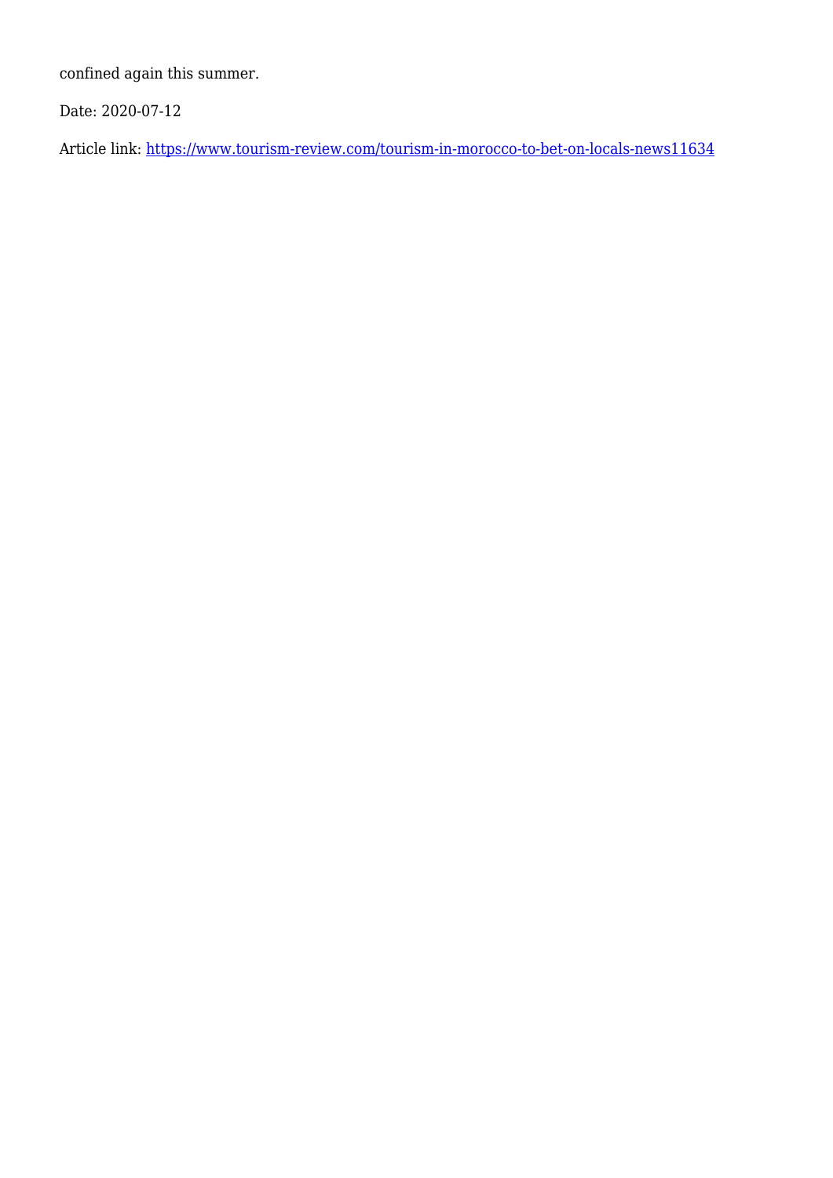confined again this summer.

Date: 2020-07-12

Article link: [https://www.tourism-review.com/tourism-in-morocco-to-bet-on-locals-news11634](https://www.tourism-review.com/tourism-in-morocco-to-bet-on-locals-news11634)